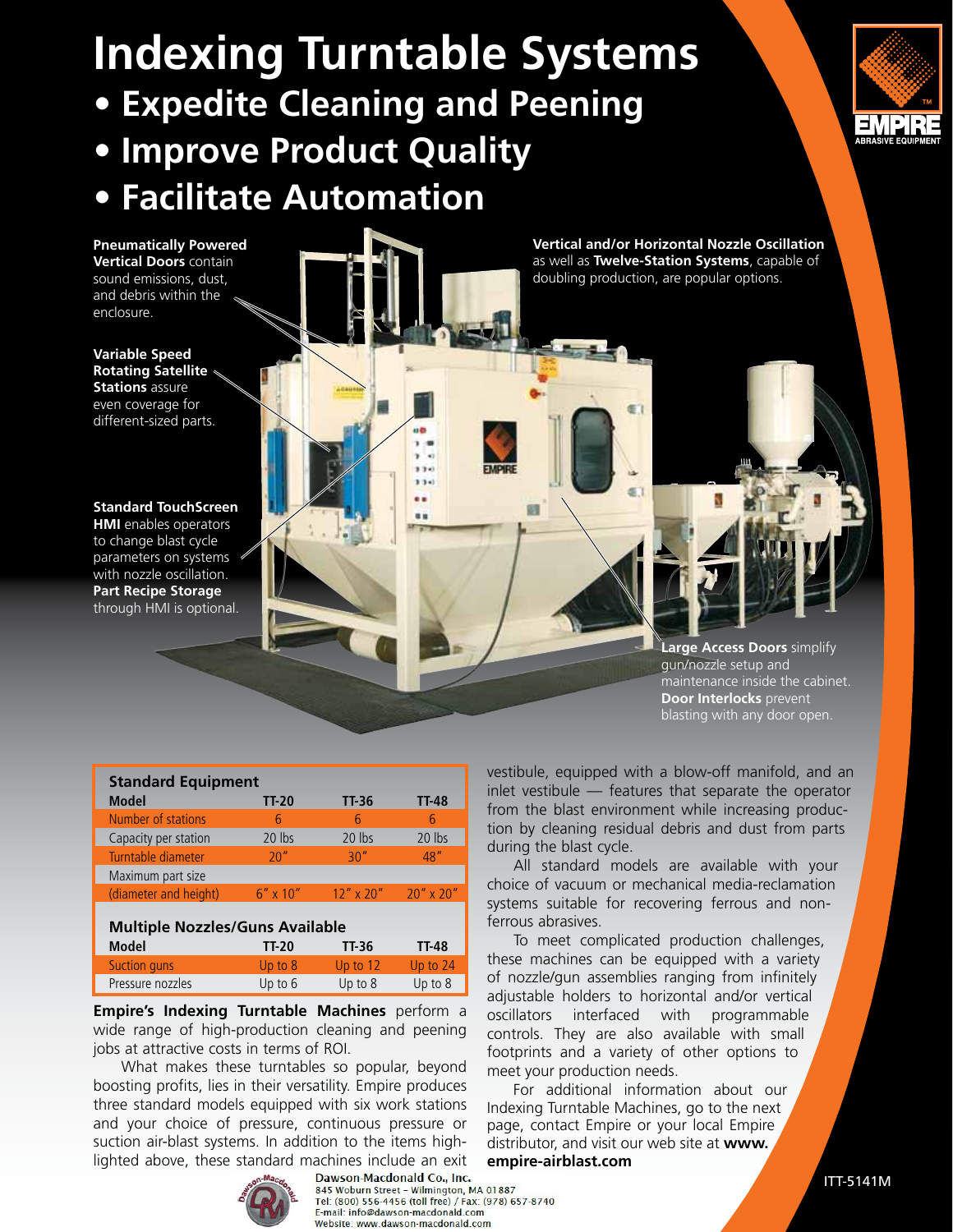# Indexing Turntable Systems

- **Expedite Cleaning and Peening**
- **Improve Product Quality**
- **Facilitate Automation**

EMPIRE ABRASIVE EQUIPMENT

**Pneumatically Powered Vertical Doors** contain sound emissions, dust, and debris within the enclosure.

**Variable Speed Rotating Satellite Stations** assure even coverage for different-sized parts.

**Standard TouchScreen HMI** enables operators to change blast cycle parameters on systems with nozzle oscillation. **Part Recipe Storage** through HMI is optional.

**Vertical and/or Horizontal Nozzle Oscillation** as well as **Twelve-Station Systems**, capable of doubling production, are popular options.

**Large Access Doors** simplify gun/nozzle setup and maintenance inside the cabinet. **Door Interlocks** prevent blasting with any door open.

| **Standard Equipment** | | | |
|---|---|---|---|
| **Model** | **TT-20** | **TT-36** | **TT-48** |
| Number of stations | 6 | 6 | 6 |
| Capacity per station | 20 lbs | 20 lbs | 20 lbs |
| Turntable diameter | 20″ | 30″ | 48″ |
| Maximum part size (diameter and height) | 6″ x 10″ | 12″ x 20″ | 20″ x 20″ |

| **Multiple Nozzles/Guns Available** | | | |
|---|---|---|---|
| **Model** | **TT-20** | **TT-36** | **TT-48** |
| Suction guns | Up to 8 | Up to 12 | Up to 24 |
| Pressure nozzles | Up to 6 | Up to 8 | Up to 8 |

**Empire's Indexing Turntable Machines** perform a wide range of high-production cleaning and peening jobs at attractive costs in terms of ROI.

What makes these turntables so popular, beyond boosting profits, lies in their versatility. Empire produces three standard models equipped with six work stations and your choice of pressure, continuous pressure or suction air-blast systems. In addition to the items highlighted above, these standard machines include an exit vestibule, equipped with a blow-off manifold, and an inlet vestibule — features that separate the operator from the blast environment while increasing production by cleaning residual debris and dust from parts during the blast cycle.

All standard models are available with your choice of vacuum or mechanical media-reclamation systems suitable for recovering ferrous and non-ferrous abrasives.

To meet complicated production challenges, these machines can be equipped with a variety of nozzle/gun assemblies ranging from infinitely adjustable holders to horizontal and/or vertical oscillators interfaced with programmable controls. They are also available with small footprints and a variety of other options to meet your production needs.

For additional information about our Indexing Turntable Machines, go to the next page, contact Empire or your local Empire distributor, and visit our web site at **www.empire-airblast.com**

Dawson-Macdonald Co., Inc.
845 Woburn Street – Wilmington, MA 01887
Tel: (800) 556-4456 (toll free) / Fax: (978) 657-8740
E-mail: info@dawson-macdonald.com
Website: www.dawson-macdonald.com

ITT-5141M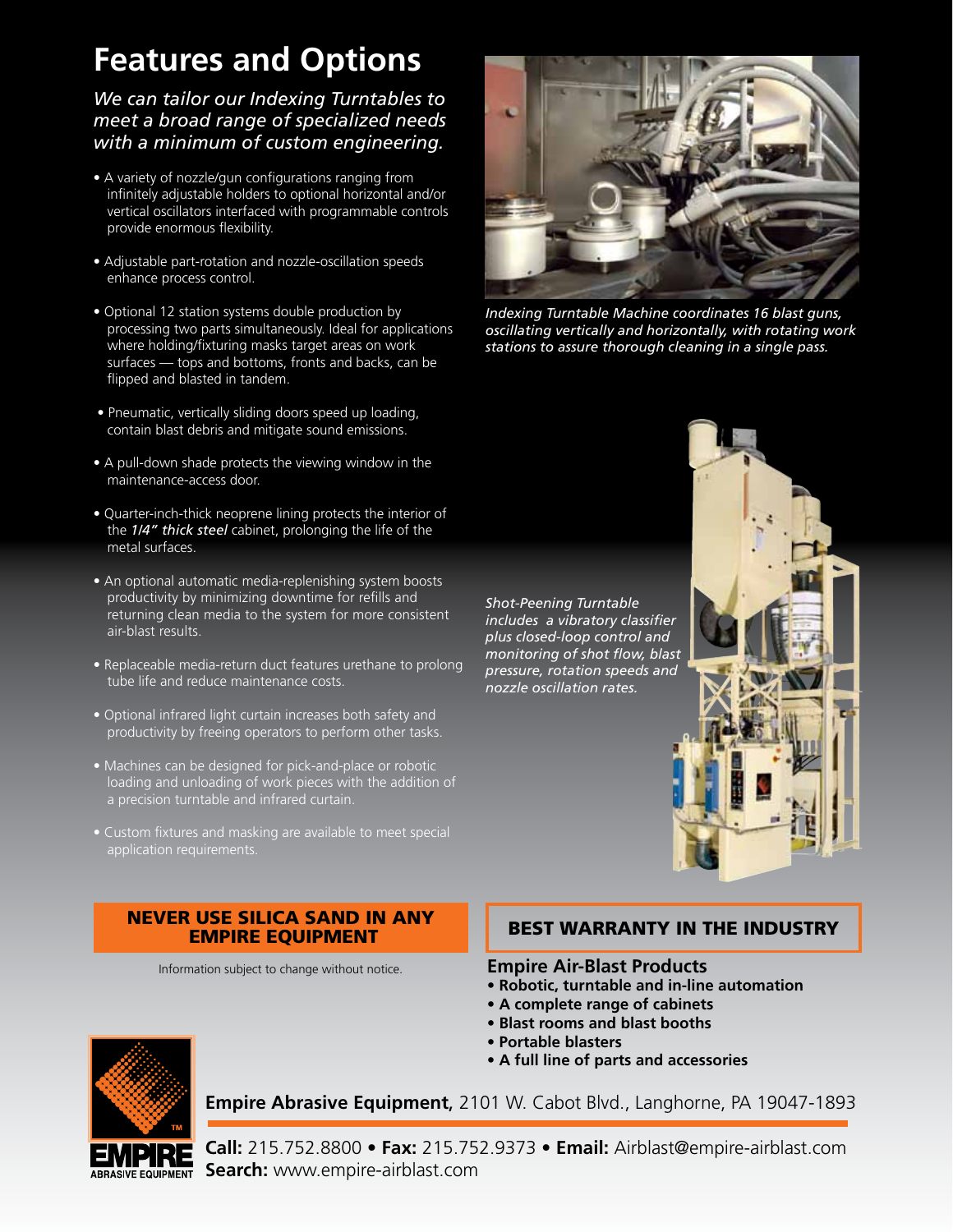# Features and Options

*We can tailor our Indexing Turntables to meet a broad range of specialized needs with a minimum of custom engineering.*

- A variety of nozzle/gun configurations ranging from infinitely adjustable holders to optional horizontal and/or vertical oscillators interfaced with programmable controls provide enormous flexibility.
- Adjustable part-rotation and nozzle-oscillation speeds enhance process control.
- Optional 12 station systems double production by processing two parts simultaneously. Ideal for applications where holding/fixturing masks target areas on work surfaces — tops and bottoms, fronts and backs, can be flipped and blasted in tandem.
- Pneumatic, vertically sliding doors speed up loading, contain blast debris and mitigate sound emissions.
- A pull-down shade protects the viewing window in the maintenance-access door.
- Quarter-inch-thick neoprene lining protects the interior of the ***1/4" thick steel*** cabinet, prolonging the life of the metal surfaces.
- An optional automatic media-replenishing system boosts productivity by minimizing downtime for refills and returning clean media to the system for more consistent air-blast results.
- Replaceable media-return duct features urethane to prolong tube life and reduce maintenance costs.
- Optional infrared light curtain increases both safety and productivity by freeing operators to perform other tasks.
- Machines can be designed for pick-and-place or robotic loading and unloading of work pieces with the addition of a precision turntable and infrared curtain.
- Custom fixtures and masking are available to meet special application requirements.

*Indexing Turntable Machine coordinates 16 blast guns, oscillating vertically and horizontally, with rotating work stations to assure thorough cleaning in a single pass.*

*Shot-Peening Turntable includes a vibratory classifier plus closed-loop control and monitoring of shot flow, blast pressure, rotation speeds and nozzle oscillation rates.*

**NEVER USE SILICA SAND IN ANY EMPIRE EQUIPMENT**

Information subject to change without notice.

**BEST WARRANTY IN THE INDUSTRY**

## Empire Air-Blast Products

- **Robotic, turntable and in-line automation**
- **A complete range of cabinets**
- **Blast rooms and blast booths**
- **Portable blasters**
- **A full line of parts and accessories**

EMPIRE ABRASIVE EQUIPMENT

**Empire Abrasive Equipment,** 2101 W. Cabot Blvd., Langhorne, PA 19047-1893

**Call:** 215.752.8800 • **Fax:** 215.752.9373 • **Email:** Airblast@empire-airblast.com
**Search:** www.empire-airblast.com